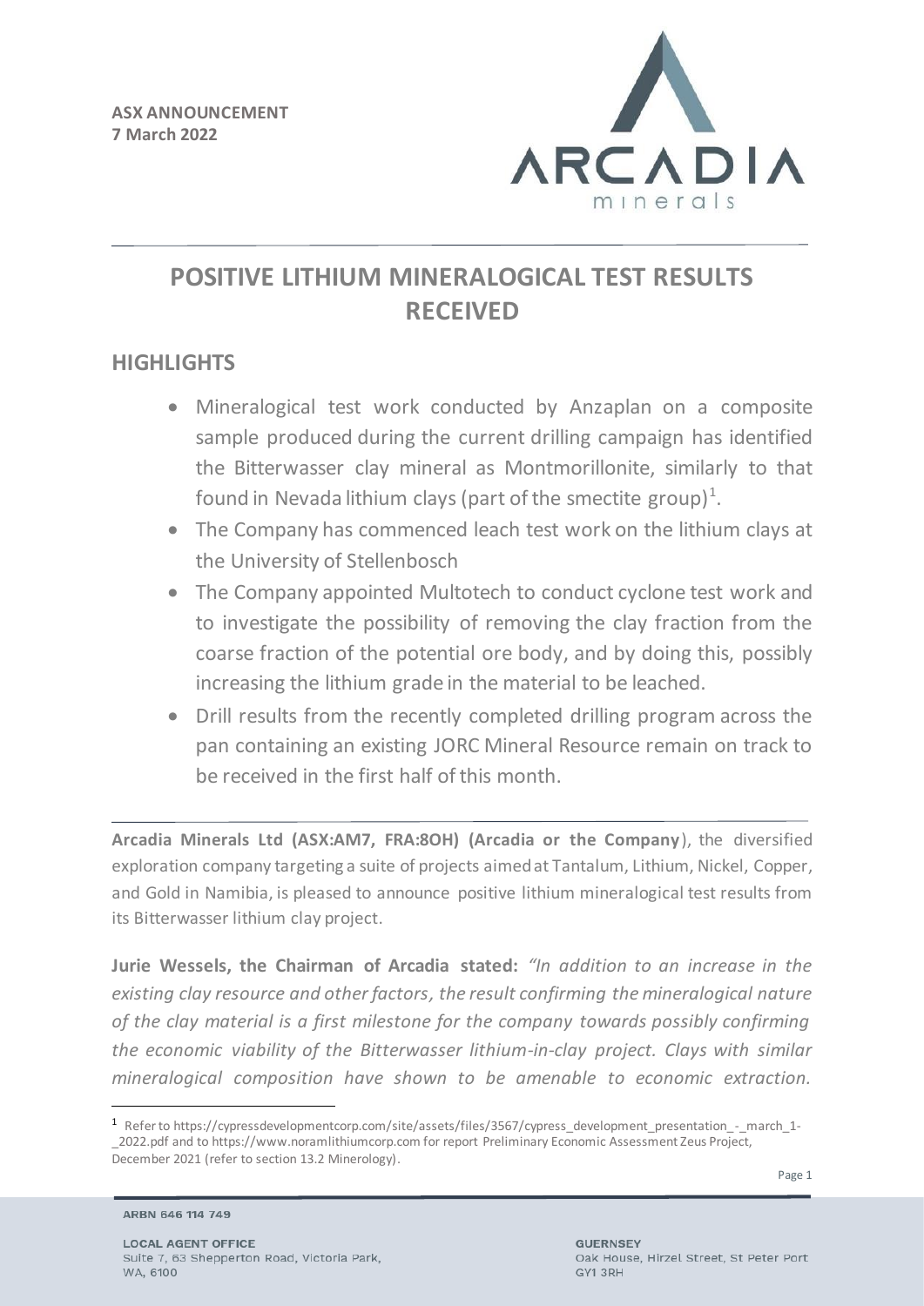**ASX ANNOUNCEMENT**
**7 March 2022**

# POSITIVE LITHIUM MINERALOGICAL TEST RESULTS RECEIVED

## HIGHLIGHTS

- Mineralogical test work conducted by Anzaplan on a composite sample produced during the current drilling campaign has identified the Bitterwasser clay mineral as Montmorillonite, similarly to that found in Nevada lithium clays (part of the smectite group)[1].
- The Company has commenced leach test work on the lithium clays at the University of Stellenbosch
- The Company appointed Multotech to conduct cyclone test work and to investigate the possibility of removing the clay fraction from the coarse fraction of the potential ore body, and by doing this, possibly increasing the lithium grade in the material to be leached.
- Drill results from the recently completed drilling program across the pan containing an existing JORC Mineral Resource remain on track to be received in the first half of this month.

**Arcadia Minerals Ltd (ASX:AM7, FRA:8OH) (Arcadia or the Company**), the diversified exploration company targeting a suite of projects aimed at Tantalum, Lithium, Nickel, Copper, and Gold in Namibia, is pleased to announce positive lithium mineralogical test results from its Bitterwasser lithium clay project.

**Jurie Wessels, the Chairman of Arcadia stated:** *"In addition to an increase in the existing clay resource and other factors, the result confirming the mineralogical nature of the clay material is a first milestone for the company towards possibly confirming the economic viability of the Bitterwasser lithium-in-clay project. Clays with similar mineralogical composition have shown to be amenable to economic extraction.*

[1] Refer to https://cypressdevelopmentcorp.com/site/assets/files/3567/cypress_development_presentation_-_march_1-_2022.pdf and to https://www.noramlithiumcorp.com for report Preliminary Economic Assessment Zeus Project, December 2021 (refer to section 13.2 Minerology).

ARBN 646 114 749

**LOCAL AGENT OFFICE**
Suite 7, 63 Shepperton Road, Victoria Park, WA, 6100

**GUERNSEY**
Oak House, Hirzel Street, St Peter Port GY1 3RH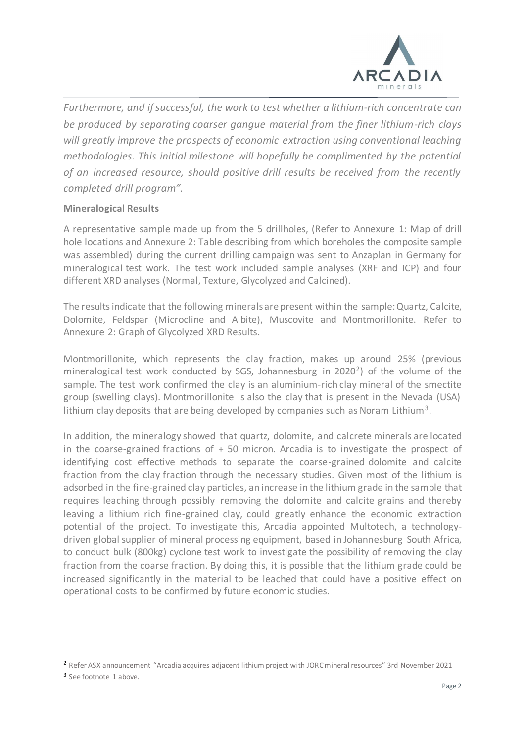*Furthermore, and if successful, the work to test whether a lithium-rich concentrate can be produced by separating coarser gangue material from the finer lithium-rich clays will greatly improve the prospects of economic extraction using conventional leaching methodologies. This initial milestone will hopefully be complimented by the potential of an increased resource, should positive drill results be received from the recently completed drill program".*

**Mineralogical Results**

A representative sample made up from the 5 drillholes, (Refer to Annexure 1: Map of drill hole locations and Annexure 2: Table describing from which boreholes the composite sample was assembled) during the current drilling campaign was sent to Anzaplan in Germany for mineralogical test work. The test work included sample analyses (XRF and ICP) and four different XRD analyses (Normal, Texture, Glycolyzed and Calcined).

The results indicate that the following minerals are present within the sample: Quartz, Calcite, Dolomite, Feldspar (Microcline and Albite), Muscovite and Montmorillonite. Refer to Annexure 2: Graph of Glycolyzed XRD Results.

Montmorillonite, which represents the clay fraction, makes up around 25% (previous mineralogical test work conducted by SGS, Johannesburg in 2020[2]) of the volume of the sample. The test work confirmed the clay is an aluminium-rich clay mineral of the smectite group (swelling clays). Montmorillonite is also the clay that is present in the Nevada (USA) lithium clay deposits that are being developed by companies such as Noram Lithium[3].

In addition, the mineralogy showed that quartz, dolomite, and calcrete minerals are located in the coarse-grained fractions of + 50 micron. Arcadia is to investigate the prospect of identifying cost effective methods to separate the coarse-grained dolomite and calcite fraction from the clay fraction through the necessary studies. Given most of the lithium is adsorbed in the fine-grained clay particles, an increase in the lithium grade in the sample that requires leaching through possibly removing the dolomite and calcite grains and thereby leaving a lithium rich fine-grained clay, could greatly enhance the economic extraction potential of the project. To investigate this, Arcadia appointed Multotech, a technology-driven global supplier of mineral processing equipment, based in Johannesburg South Africa, to conduct bulk (800kg) cyclone test work to investigate the possibility of removing the clay fraction from the coarse fraction. By doing this, it is possible that the lithium grade could be increased significantly in the material to be leached that could have a positive effect on operational costs to be confirmed by future economic studies.

---

[2] Refer ASX announcement "Arcadia acquires adjacent lithium project with JORC mineral resources" 3rd November 2021

[3] See footnote 1 above.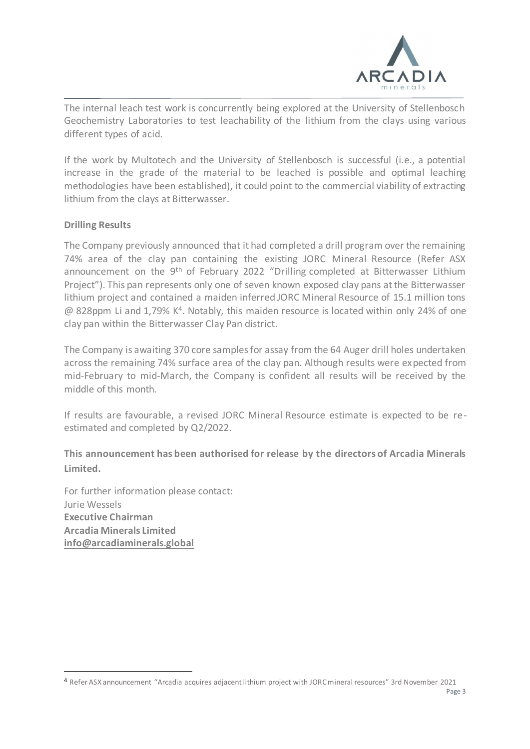The internal leach test work is concurrently being explored at the University of Stellenbosch Geochemistry Laboratories to test leachability of the lithium from the clays using various different types of acid.

If the work by Multotech and the University of Stellenbosch is successful (i.e., a potential increase in the grade of the material to be leached is possible and optimal leaching methodologies have been established), it could point to the commercial viability of extracting lithium from the clays at Bitterwasser.

**Drilling Results**

The Company previously announced that it had completed a drill program over the remaining 74% area of the clay pan containing the existing JORC Mineral Resource (Refer ASX announcement on the 9th of February 2022 "Drilling completed at Bitterwasser Lithium Project"). This pan represents only one of seven known exposed clay pans at the Bitterwasser lithium project and contained a maiden inferred JORC Mineral Resource of 15.1 million tons @ 828ppm Li and 1,79% K[4]. Notably, this maiden resource is located within only 24% of one clay pan within the Bitterwasser Clay Pan district.

The Company is awaiting 370 core samples for assay from the 64 Auger drill holes undertaken across the remaining 74% surface area of the clay pan. Although results were expected from mid-February to mid-March, the Company is confident all results will be received by the middle of this month.

If results are favourable, a revised JORC Mineral Resource estimate is expected to be re-estimated and completed by Q2/2022.

**This announcement has been authorised for release by the directors of Arcadia Minerals Limited.**

For further information please contact:
Jurie Wessels
**Executive Chairman**
**Arcadia Minerals Limited**
**info@arcadiaminerals.global**

[4] Refer ASX announcement "Arcadia acquires adjacent lithium project with JORC mineral resources" 3rd November 2021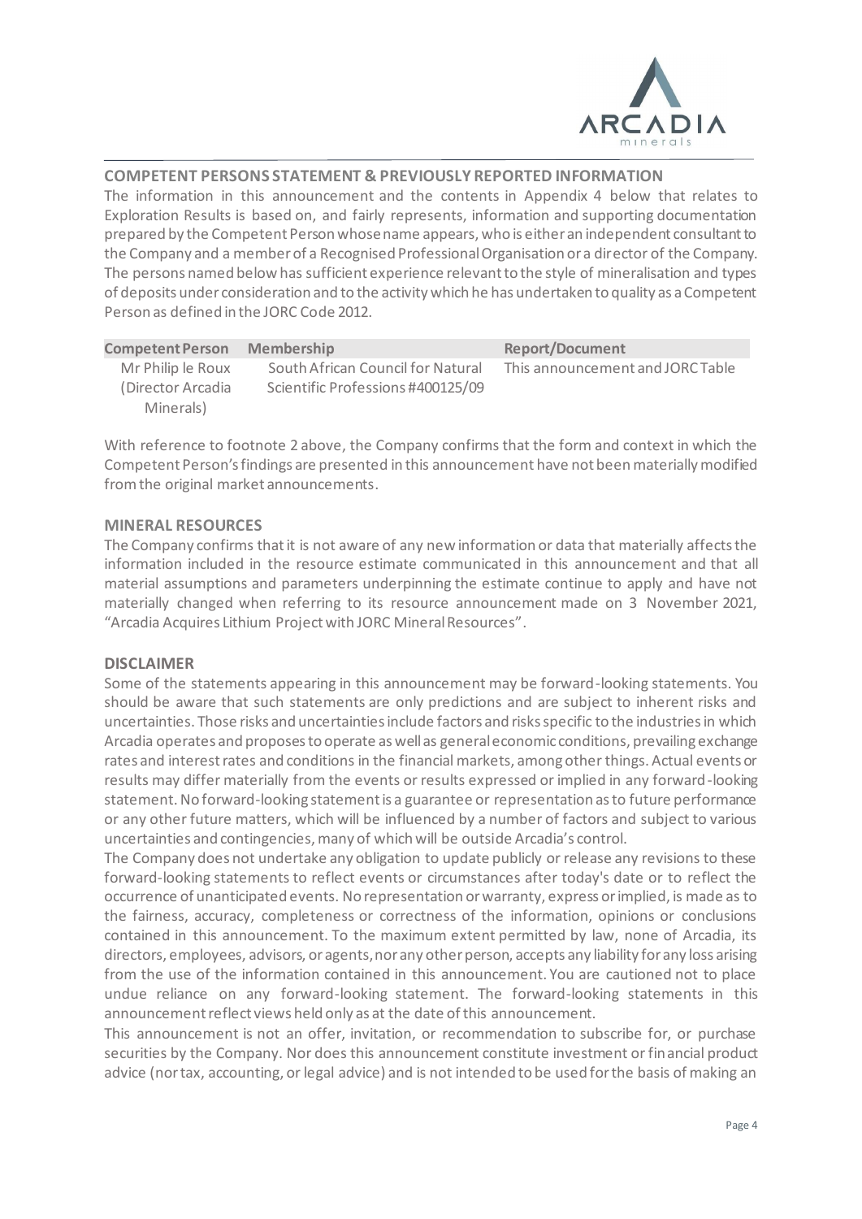## COMPETENT PERSONS STATEMENT & PREVIOUSLY REPORTED INFORMATION

The information in this announcement and the contents in Appendix 4 below that relates to Exploration Results is based on, and fairly represents, information and supporting documentation prepared by the Competent Person whose name appears, who is either an independent consultant to the Company and a member of a Recognised Professional Organisation or a director of the Company. The persons named below has sufficient experience relevant to the style of mineralisation and types of deposits under consideration and to the activity which he has undertaken to quality as a Competent Person as defined in the JORC Code 2012.

| Competent Person | Membership | Report/Document |
|---|---|---|
| Mr Philip le Roux (Director Arcadia Minerals) | South African Council for Natural Scientific Professions #400125/09 | This announcement and JORC Table |

With reference to footnote 2 above, the Company confirms that the form and context in which the Competent Person's findings are presented in this announcement have not been materially modified from the original market announcements.

## MINERAL RESOURCES

The Company confirms that it is not aware of any new information or data that materially affects the information included in the resource estimate communicated in this announcement and that all material assumptions and parameters underpinning the estimate continue to apply and have not materially changed when referring to its resource announcement made on 3 November 2021, "Arcadia Acquires Lithium Project with JORC Mineral Resources".

## DISCLAIMER

Some of the statements appearing in this announcement may be forward-looking statements. You should be aware that such statements are only predictions and are subject to inherent risks and uncertainties. Those risks and uncertainties include factors and risks specific to the industries in which Arcadia operates and proposes to operate as well as general economic conditions, prevailing exchange rates and interest rates and conditions in the financial markets, among other things. Actual events or results may differ materially from the events or results expressed or implied in any forward-looking statement. No forward-looking statement is a guarantee or representation as to future performance or any other future matters, which will be influenced by a number of factors and subject to various uncertainties and contingencies, many of which will be outside Arcadia's control.

The Company does not undertake any obligation to update publicly or release any revisions to these forward-looking statements to reflect events or circumstances after today's date or to reflect the occurrence of unanticipated events. No representation or warranty, express or implied, is made as to the fairness, accuracy, completeness or correctness of the information, opinions or conclusions contained in this announcement. To the maximum extent permitted by law, none of Arcadia, its directors, employees, advisors, or agents, nor any other person, accepts any liability for any loss arising from the use of the information contained in this announcement. You are cautioned not to place undue reliance on any forward-looking statement. The forward-looking statements in this announcement reflect views held only as at the date of this announcement.

This announcement is not an offer, invitation, or recommendation to subscribe for, or purchase securities by the Company. Nor does this announcement constitute investment or financial product advice (nor tax, accounting, or legal advice) and is not intended to be used for the basis of making an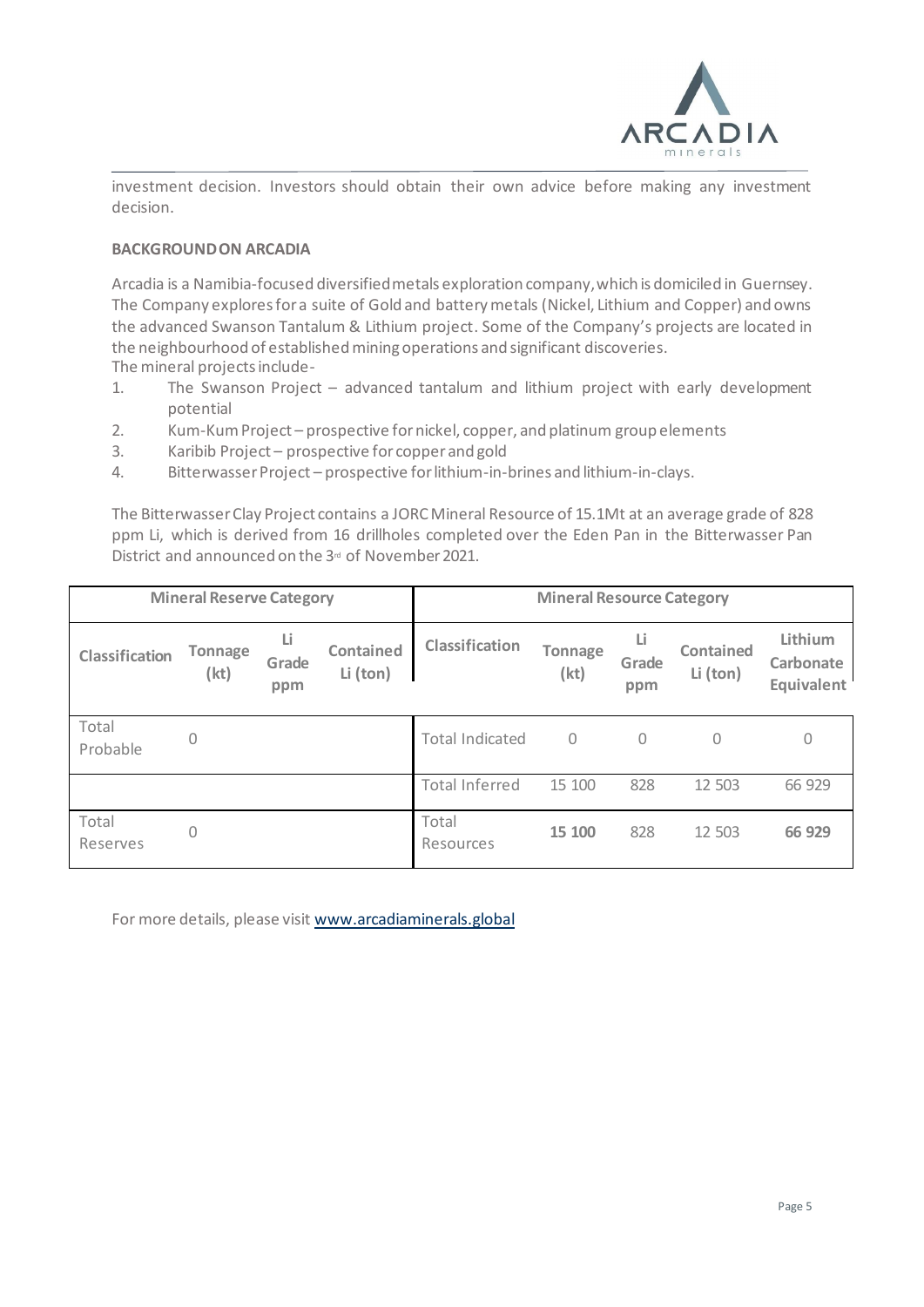investment decision. Investors should obtain their own advice before making any investment decision.

**BACKGROUND ON ARCADIA**

Arcadia is a Namibia-focused diversified metals exploration company, which is domiciled in Guernsey. The Company explores for a suite of Gold and battery metals (Nickel, Lithium and Copper) and owns the advanced Swanson Tantalum & Lithium project. Some of the Company's projects are located in the neighbourhood of established mining operations and significant discoveries.
The mineral projects include-

1. The Swanson Project – advanced tantalum and lithium project with early development potential
2. Kum-Kum Project – prospective for nickel, copper, and platinum group elements
3. Karibib Project – prospective for copper and gold
4. Bitterwasser Project – prospective for lithium-in-brines and lithium-in-clays.

The Bitterwasser Clay Project contains a JORC Mineral Resource of 15.1Mt at an average grade of 828 ppm Li, which is derived from 16 drillholes completed over the Eden Pan in the Bitterwasser Pan District and announced on the 3rd of November 2021.

| **Mineral Reserve Category** | | | | **Mineral Resource Category** | | | | |
|---|---|---|---|---|---|---|---|---|
| **Classification** | **Tonnage (kt)** | **Li Grade ppm** | **Contained Li (ton)** | **Classification** | **Tonnage (kt)** | **Li Grade ppm** | **Contained Li (ton)** | **Lithium Carbonate Equivalent** |
| Total Probable | 0 | | | Total Indicated | 0 | 0 | 0 | 0 |
| | | | | Total Inferred | 15 100 | 828 | 12 503 | 66 929 |
| Total Reserves | 0 | | | Total Resources | **15 100** | 828 | 12 503 | **66 929** |

For more details, please visit [www.arcadiaminerals.global](www.arcadiaminerals.global)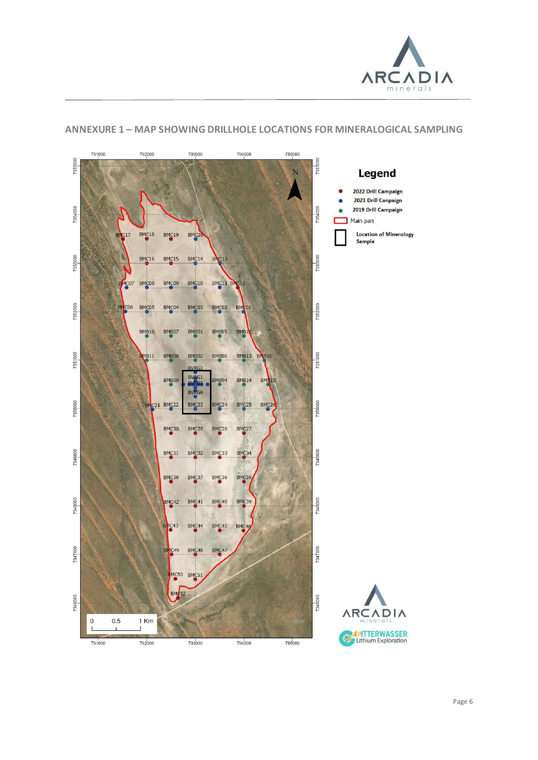## ANNEXURE 1 – MAP SHOWING DRILLHOLE LOCATIONS FOR MINERALOGICAL SAMPLING

**Legend**

- 2022 Drill Campaign
- 2021 Drill Canpaign
- 2019 Drill Campaign
- Main pan
- Location of Minerology Sample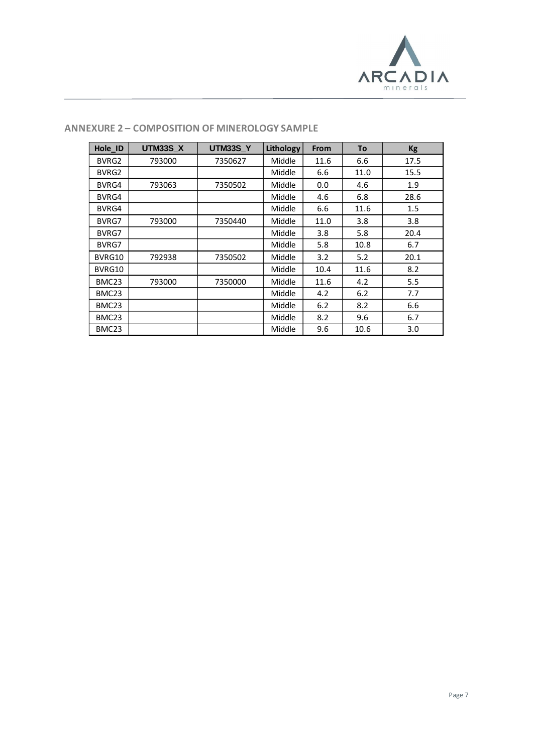## ANNEXURE 2 – COMPOSITION OF MINEROLOGY SAMPLE

| Hole_ID | UTM33S_X | UTM33S_Y | Lithology | From | To | Kg |
|---|---|---|---|---|---|---|
| BVRG2 | 793000 | 7350627 | Middle | 11.6 | 6.6 | 17.5 |
| BVRG2 | | | Middle | 6.6 | 11.0 | 15.5 |
| BVRG4 | 793063 | 7350502 | Middle | 0.0 | 4.6 | 1.9 |
| BVRG4 | | | Middle | 4.6 | 6.8 | 28.6 |
| BVRG4 | | | Middle | 6.6 | 11.6 | 1.5 |
| BVRG7 | 793000 | 7350440 | Middle | 11.0 | 3.8 | 3.8 |
| BVRG7 | | | Middle | 3.8 | 5.8 | 20.4 |
| BVRG7 | | | Middle | 5.8 | 10.8 | 6.7 |
| BVRG10 | 792938 | 7350502 | Middle | 3.2 | 5.2 | 20.1 |
| BVRG10 | | | Middle | 10.4 | 11.6 | 8.2 |
| BMC23 | 793000 | 7350000 | Middle | 11.6 | 4.2 | 5.5 |
| BMC23 | | | Middle | 4.2 | 6.2 | 7.7 |
| BMC23 | | | Middle | 6.2 | 8.2 | 6.6 |
| BMC23 | | | Middle | 8.2 | 9.6 | 6.7 |
| BMC23 | | | Middle | 9.6 | 10.6 | 3.0 |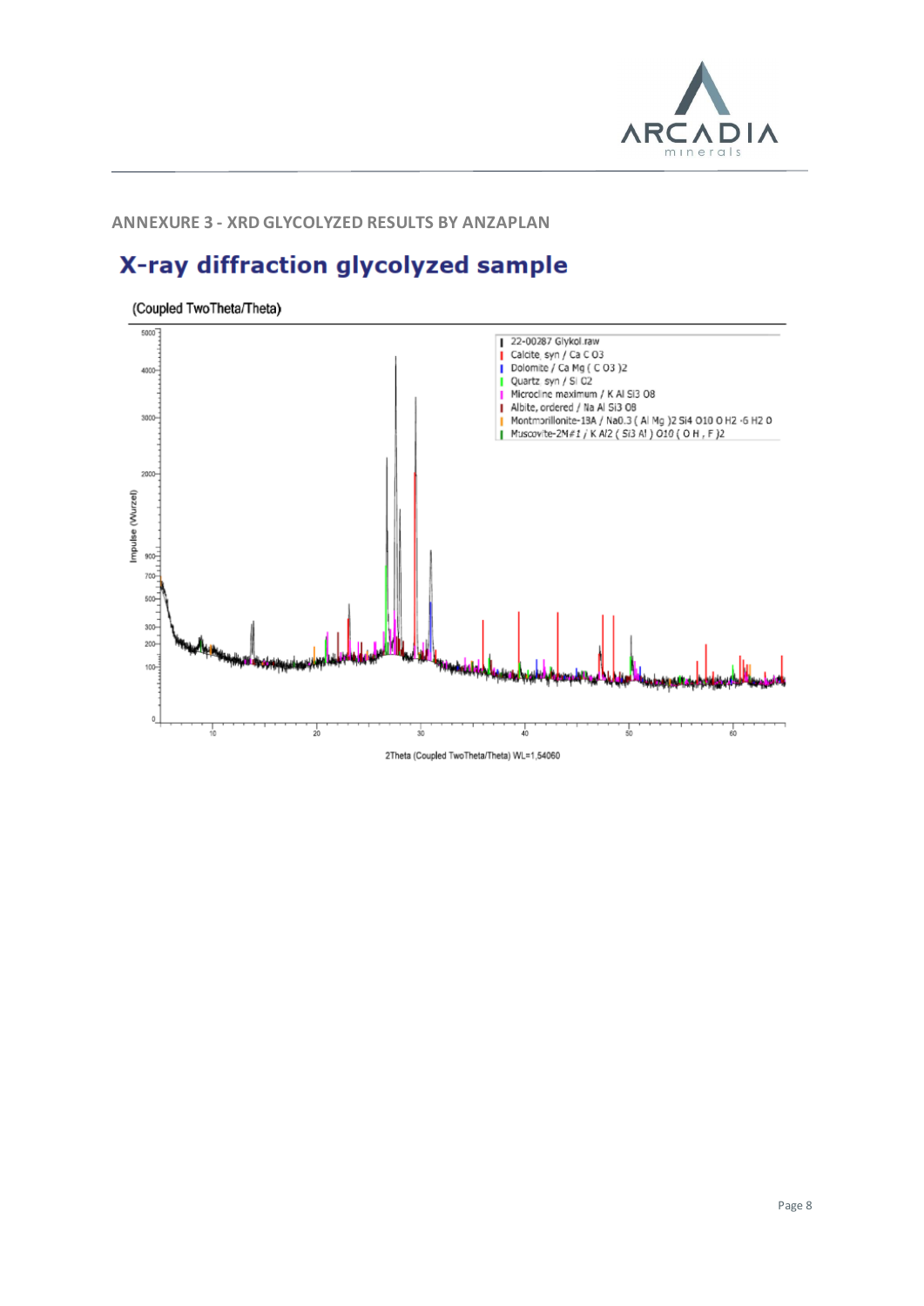## ANNEXURE 3 - XRD GLYCOLYZED RESULTS BY ANZAPLAN

# X-ray diffraction glycolyzed sample

(Coupled TwoTheta/Theta)

22-00287 Glykol.raw
Calcite, syn / Ca C O3
Dolomite / Ca Mg ( C O3 )2
Quartz, syn / Si O2
Microcline maximum / K Al Si3 O8
Albite, ordered / Na Al Si3 O8
Montmorillonite-18A / Na0.3 ( Al Mg )2 Si4 O10 O H2 ·6 H2 O
Muscovite-2M#1 / K Al2 ( Si3 Al ) O10 ( O H , F )2

Impulse (Wurzel)

2Theta (Coupled TwoTheta/Theta) WL=1,54060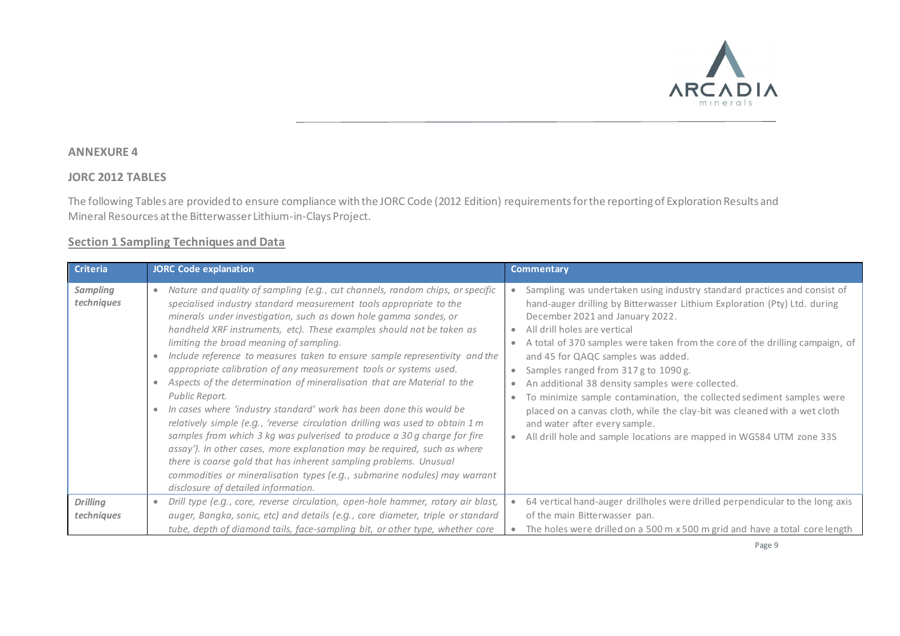## ANNEXURE 4

## JORC 2012 TABLES

The following Tables are provided to ensure compliance with the JORC Code (2012 Edition) requirements for the reporting of Exploration Results and Mineral Resources at the Bitterwasser Lithium-in-Clays Project.

### Section 1 Sampling Techniques and Data

| Criteria | JORC Code explanation | Commentary |
|---|---|---|
| *Sampling techniques* | • *Nature and quality of sampling (e.g., cut channels, random chips, or specific specialised industry standard measurement tools appropriate to the minerals under investigation, such as down hole gamma sondes, or handheld XRF instruments, etc). These examples should not be taken as limiting the broad meaning of sampling.*<br>• *Include reference to measures taken to ensure sample representivity and the appropriate calibration of any measurement tools or systems used.*<br>• *Aspects of the determination of mineralisation that are Material to the Public Report.*<br>• *In cases where 'industry standard' work has been done this would be relatively simple (e.g., 'reverse circulation drilling was used to obtain 1 m samples from which 3 kg was pulverised to produce a 30 g charge for fire assay'). In other cases, more explanation may be required, such as where there is coarse gold that has inherent sampling problems. Unusual commodities or mineralisation types (e.g., submarine nodules) may warrant disclosure of detailed information.* | • Sampling was undertaken using industry standard practices and consist of hand-auger drilling by Bitterwasser Lithium Exploration (Pty) Ltd. during December 2021 and January 2022.<br>• All drill holes are vertical<br>• A total of 370 samples were taken from the core of the drilling campaign, of and 45 for QAQC samples was added.<br>• Samples ranged from 317 g to 1090 g.<br>• An additional 38 density samples were collected.<br>• To minimize sample contamination, the collected sediment samples were placed on a canvas cloth, while the clay-bit was cleaned with a wet cloth and water after every sample.<br>• All drill hole and sample locations are mapped in WGS84 UTM zone 33S |
| *Drilling techniques* | • *Drill type (e.g., core, reverse circulation, open-hole hammer, rotary air blast, auger, Bangka, sonic, etc) and details (e.g., core diameter, triple or standard tube, depth of diamond tails, face-sampling bit, or other type, whether core* | • 64 vertical hand-auger drillholes were drilled perpendicular to the long axis of the main Bitterwasser pan.<br>• The holes were drilled on a 500 m x 500 m grid and have a total core length |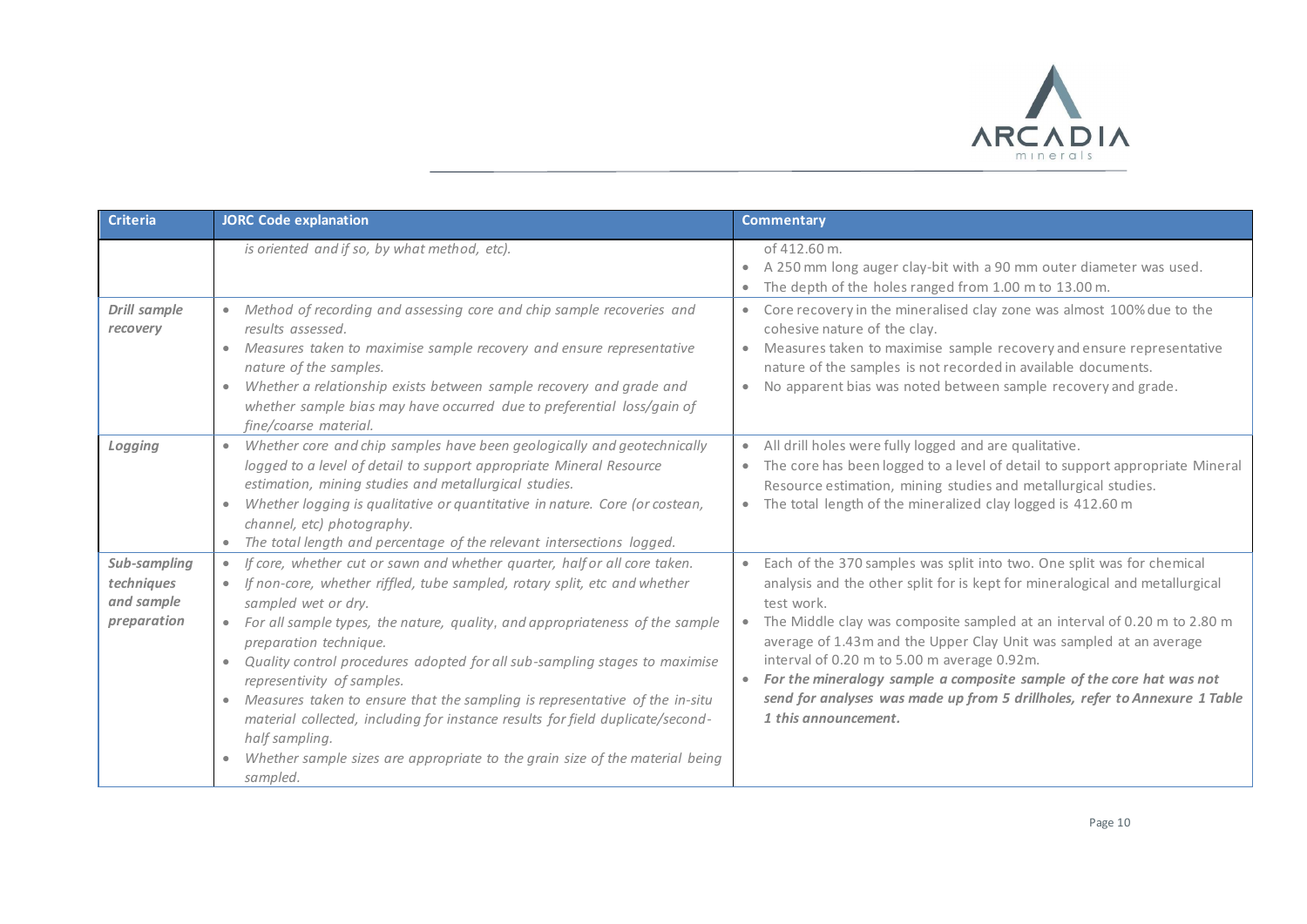| Criteria | JORC Code explanation | Commentary |
| --- | --- | --- |
| | *is oriented and if so, by what method, etc).* | of 412.60 m.<br>• A 250 mm long auger clay-bit with a 90 mm outer diameter was used.<br>• The depth of the holes ranged from 1.00 m to 13.00 m. |
| ***Drill sample recovery*** | • *Method of recording and assessing core and chip sample recoveries and results assessed.*<br>• *Measures taken to maximise sample recovery and ensure representative nature of the samples.*<br>• *Whether a relationship exists between sample recovery and grade and whether sample bias may have occurred due to preferential loss/gain of fine/coarse material.* | • Core recovery in the mineralised clay zone was almost 100% due to the cohesive nature of the clay.<br>• Measures taken to maximise sample recovery and ensure representative nature of the samples is not recorded in available documents.<br>• No apparent bias was noted between sample recovery and grade. |
| ***Logging*** | • *Whether core and chip samples have been geologically and geotechnically logged to a level of detail to support appropriate Mineral Resource estimation, mining studies and metallurgical studies.*<br>• *Whether logging is qualitative or quantitative in nature. Core (or costean, channel, etc) photography.*<br>• *The total length and percentage of the relevant intersections logged.* | • All drill holes were fully logged and are qualitative.<br>• The core has been logged to a level of detail to support appropriate Mineral Resource estimation, mining studies and metallurgical studies.<br>• The total length of the mineralized clay logged is 412.60 m |
| ***Sub-sampling techniques and sample preparation*** | • *If core, whether cut or sawn and whether quarter, half or all core taken.*<br>• *If non-core, whether riffled, tube sampled, rotary split, etc and whether sampled wet or dry.*<br>• *For all sample types, the nature, quality, and appropriateness of the sample preparation technique.*<br>• *Quality control procedures adopted for all sub-sampling stages to maximise representivity of samples.*<br>• *Measures taken to ensure that the sampling is representative of the in-situ material collected, including for instance results for field duplicate/second-half sampling.*<br>• *Whether sample sizes are appropriate to the grain size of the material being sampled.* | • Each of the 370 samples was split into two. One split was for chemical analysis and the other split for is kept for mineralogical and metallurgical test work.<br>• The Middle clay was composite sampled at an interval of 0.20 m to 2.80 m average of 1.43m and the Upper Clay Unit was sampled at an average interval of 0.20 m to 5.00 m average 0.92m.<br>• ***For the mineralogy sample a composite sample of the core hat was not send for analyses was made up from 5 drillholes, refer to Annexure 1 Table 1 this announcement.*** |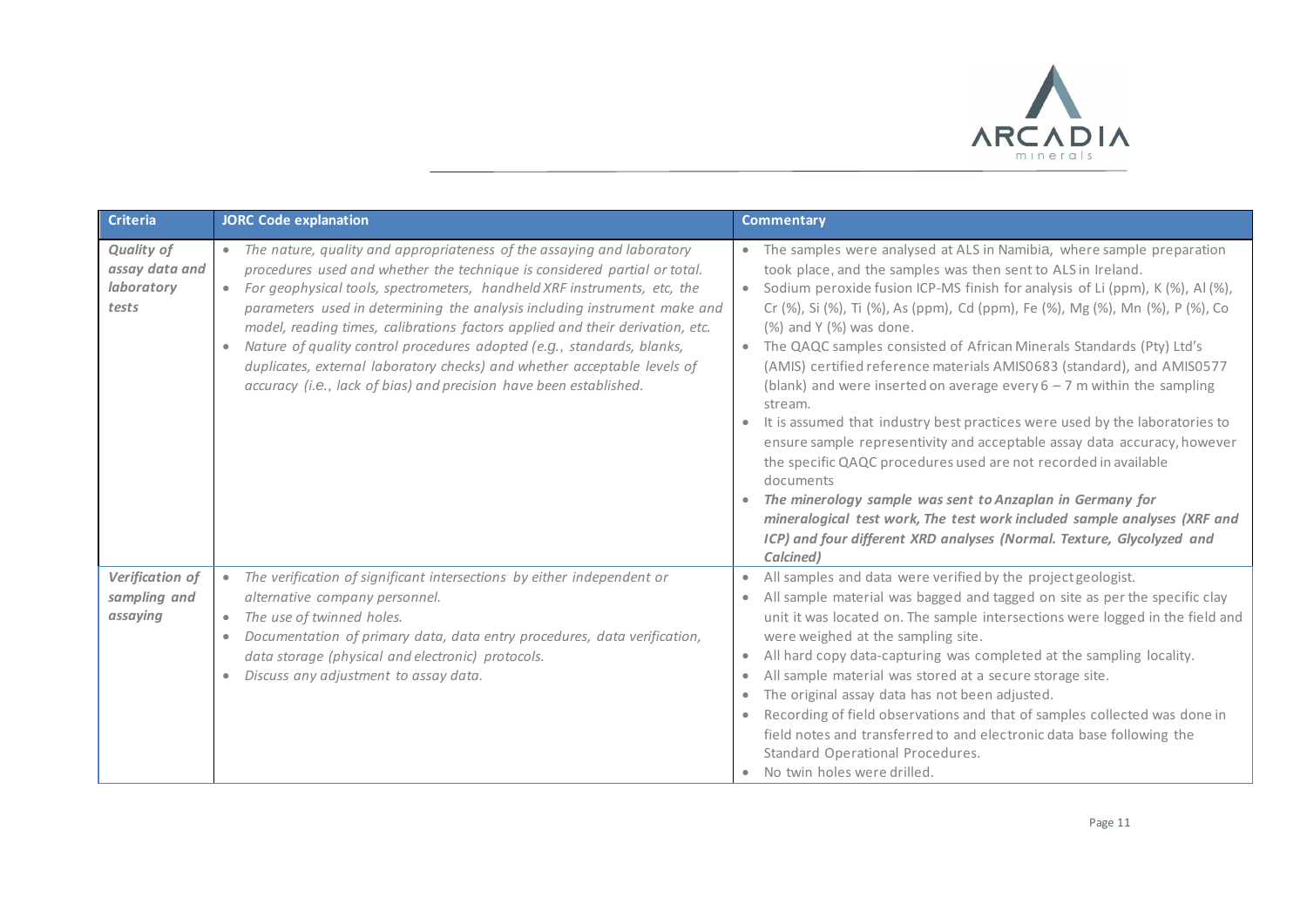| Criteria | JORC Code explanation | Commentary |
|---|---|---|
| ***Quality of assay data and laboratory tests*** | • *The nature, quality and appropriateness of the assaying and laboratory procedures used and whether the technique is considered partial or total.*<br>• *For geophysical tools, spectrometers, handheld XRF instruments, etc, the parameters used in determining the analysis including instrument make and model, reading times, calibrations factors applied and their derivation, etc.*<br>• *Nature of quality control procedures adopted (e.g., standards, blanks, duplicates, external laboratory checks) and whether acceptable levels of accuracy (i.e., lack of bias) and precision have been established.* | • The samples were analysed at ALS in Namibia, where sample preparation took place, and the samples was then sent to ALS in Ireland.<br>• Sodium peroxide fusion ICP-MS finish for analysis of Li (ppm), K (%), Al (%), Cr (%), Si (%), Ti (%), As (ppm), Cd (ppm), Fe (%), Mg (%), Mn (%), P (%), Co (%) and Y (%) was done.<br>• The QAQC samples consisted of African Minerals Standards (Pty) Ltd's (AMIS) certified reference materials AMIS0683 (standard), and AMIS0577 (blank) and were inserted on average every 6 – 7 m within the sampling stream.<br>• It is assumed that industry best practices were used by the laboratories to ensure sample representivity and acceptable assay data accuracy, however the specific QAQC procedures used are not recorded in available documents<br>• ***The minerology sample was sent to Anzaplan in Germany for mineralogical test work, The test work included sample analyses (XRF and ICP) and four different XRD analyses (Normal. Texture, Glycolyzed and Calcined)*** |
| ***Verification of sampling and assaying*** | • *The verification of significant intersections by either independent or alternative company personnel.*<br>• *The use of twinned holes.*<br>• *Documentation of primary data, data entry procedures, data verification, data storage (physical and electronic) protocols.*<br>• *Discuss any adjustment to assay data.* | • All samples and data were verified by the project geologist.<br>• All sample material was bagged and tagged on site as per the specific clay unit it was located on. The sample intersections were logged in the field and were weighed at the sampling site.<br>• All hard copy data-capturing was completed at the sampling locality.<br>• All sample material was stored at a secure storage site.<br>• The original assay data has not been adjusted.<br>• Recording of field observations and that of samples collected was done in field notes and transferred to and electronic data base following the Standard Operational Procedures.<br>• No twin holes were drilled. |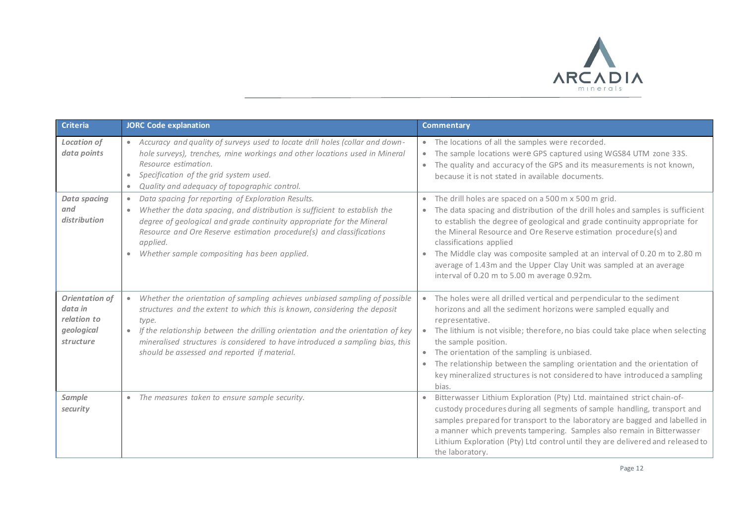| Criteria | JORC Code explanation | Commentary |
| --- | --- | --- |
| ***Location of data points*** | • *Accuracy and quality of surveys used to locate drill holes (collar and down-hole surveys), trenches, mine workings and other locations used in Mineral Resource estimation.*<br>• *Specification of the grid system used.*<br>• *Quality and adequacy of topographic control.* | • The locations of all the samples were recorded.<br>• The sample locations were GPS captured using WGS84 UTM zone 33S.<br>• The quality and accuracy of the GPS and its measurements is not known, because it is not stated in available documents. |
| ***Data spacing and distribution*** | • *Data spacing for reporting of Exploration Results.*<br>• *Whether the data spacing, and distribution is sufficient to establish the degree of geological and grade continuity appropriate for the Mineral Resource and Ore Reserve estimation procedure(s) and classifications applied.*<br>• *Whether sample compositing has been applied.* | • The drill holes are spaced on a 500 m x 500 m grid.<br>• The data spacing and distribution of the drill holes and samples is sufficient to establish the degree of geological and grade continuity appropriate for the Mineral Resource and Ore Reserve estimation procedure(s) and classifications applied<br>• The Middle clay was composite sampled at an interval of 0.20 m to 2.80 m average of 1.43m and the Upper Clay Unit was sampled at an average interval of 0.20 m to 5.00 m average 0.92m. |
| ***Orientation of data in relation to geological structure*** | • *Whether the orientation of sampling achieves unbiased sampling of possible structures and the extent to which this is known, considering the deposit type.*<br>• *If the relationship between the drilling orientation and the orientation of key mineralised structures is considered to have introduced a sampling bias, this should be assessed and reported if material.* | • The holes were all drilled vertical and perpendicular to the sediment horizons and all the sediment horizons were sampled equally and representative.<br>• The lithium is not visible; therefore, no bias could take place when selecting the sample position.<br>• The orientation of the sampling is unbiased.<br>• The relationship between the sampling orientation and the orientation of key mineralized structures is not considered to have introduced a sampling bias. |
| ***Sample security*** | • *The measures taken to ensure sample security.* | • Bitterwasser Lithium Exploration (Pty) Ltd. maintained strict chain-of-custody procedures during all segments of sample handling, transport and samples prepared for transport to the laboratory are bagged and labelled in a manner which prevents tampering. Samples also remain in Bitterwasser Lithium Exploration (Pty) Ltd control until they are delivered and released to the laboratory. |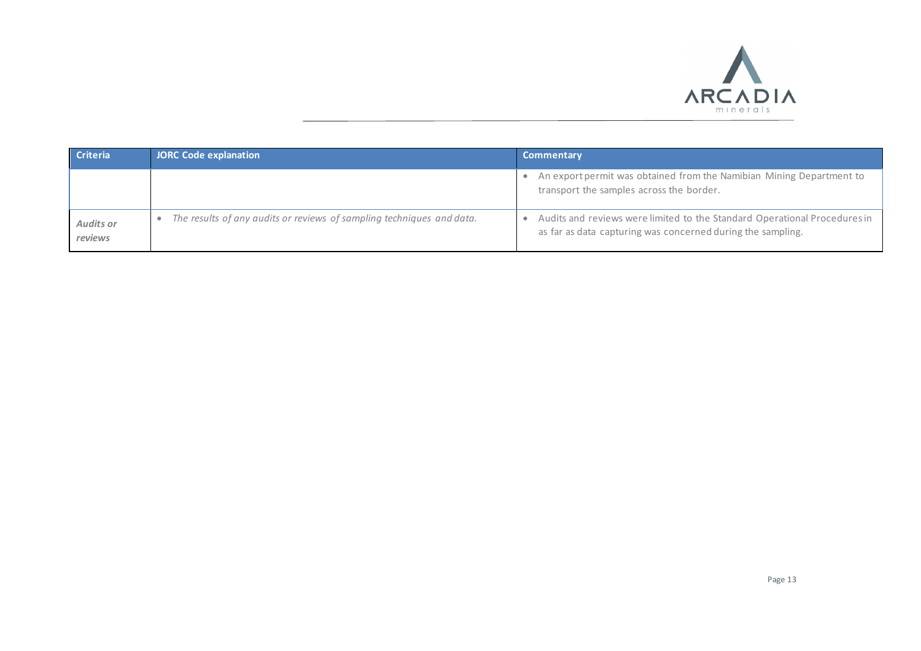| Criteria | JORC Code explanation | Commentary |
|---|---|---|
| | | • An export permit was obtained from the Namibian Mining Department to transport the samples across the border. |
| *Audits or reviews* | • *The results of any audits or reviews of sampling techniques and data.* | • Audits and reviews were limited to the Standard Operational Procedures in as far as data capturing was concerned during the sampling. |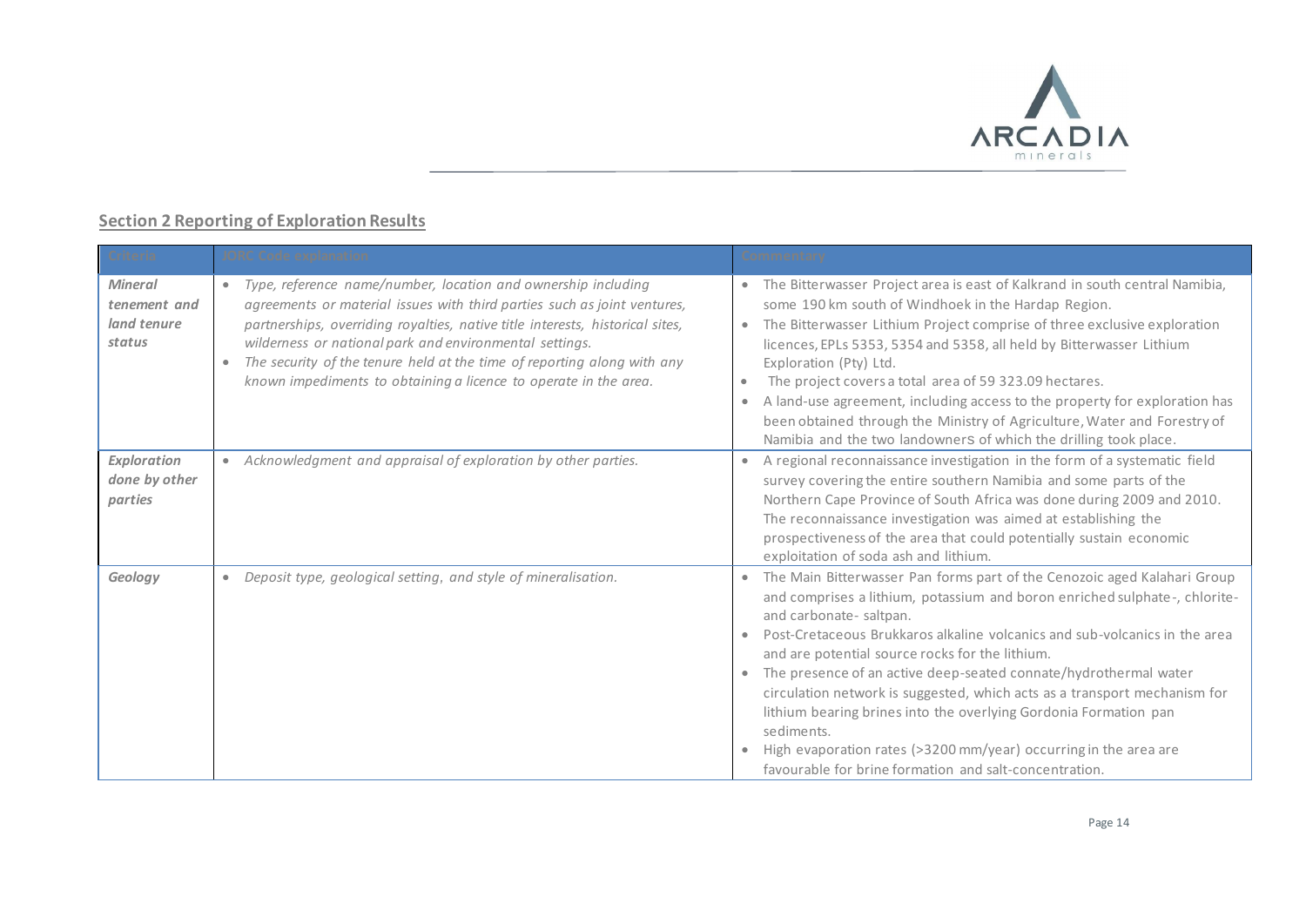## Section 2 Reporting of Exploration Results

| Criteria | JORC Code explanation | Commentary |
|---|---|---|
| ***Mineral tenement and land tenure status*** | • *Type, reference name/number, location and ownership including agreements or material issues with third parties such as joint ventures, partnerships, overriding royalties, native title interests, historical sites, wilderness or national park and environmental settings.*<br>• *The security of the tenure held at the time of reporting along with any known impediments to obtaining a licence to operate in the area.* | • The Bitterwasser Project area is east of Kalkrand in south central Namibia, some 190 km south of Windhoek in the Hardap Region.<br>• The Bitterwasser Lithium Project comprise of three exclusive exploration licences, EPLs 5353, 5354 and 5358, all held by Bitterwasser Lithium Exploration (Pty) Ltd.<br>• The project covers a total area of 59 323.09 hectares.<br>• A land-use agreement, including access to the property for exploration has been obtained through the Ministry of Agriculture, Water and Forestry of Namibia and the two landowners of which the drilling took place. |
| ***Exploration done by other parties*** | • *Acknowledgment and appraisal of exploration by other parties.* | • A regional reconnaissance investigation in the form of a systematic field survey covering the entire southern Namibia and some parts of the Northern Cape Province of South Africa was done during 2009 and 2010. The reconnaissance investigation was aimed at establishing the prospectiveness of the area that could potentially sustain economic exploitation of soda ash and lithium. |
| ***Geology*** | • *Deposit type, geological setting, and style of mineralisation.* | • The Main Bitterwasser Pan forms part of the Cenozoic aged Kalahari Group and comprises a lithium, potassium and boron enriched sulphate-, chlorite- and carbonate- saltpan.<br>• Post-Cretaceous Brukkaros alkaline volcanics and sub-volcanics in the area and are potential source rocks for the lithium.<br>• The presence of an active deep-seated connate/hydrothermal water circulation network is suggested, which acts as a transport mechanism for lithium bearing brines into the overlying Gordonia Formation pan sediments.<br>• High evaporation rates (>3200 mm/year) occurring in the area are favourable for brine formation and salt-concentration. |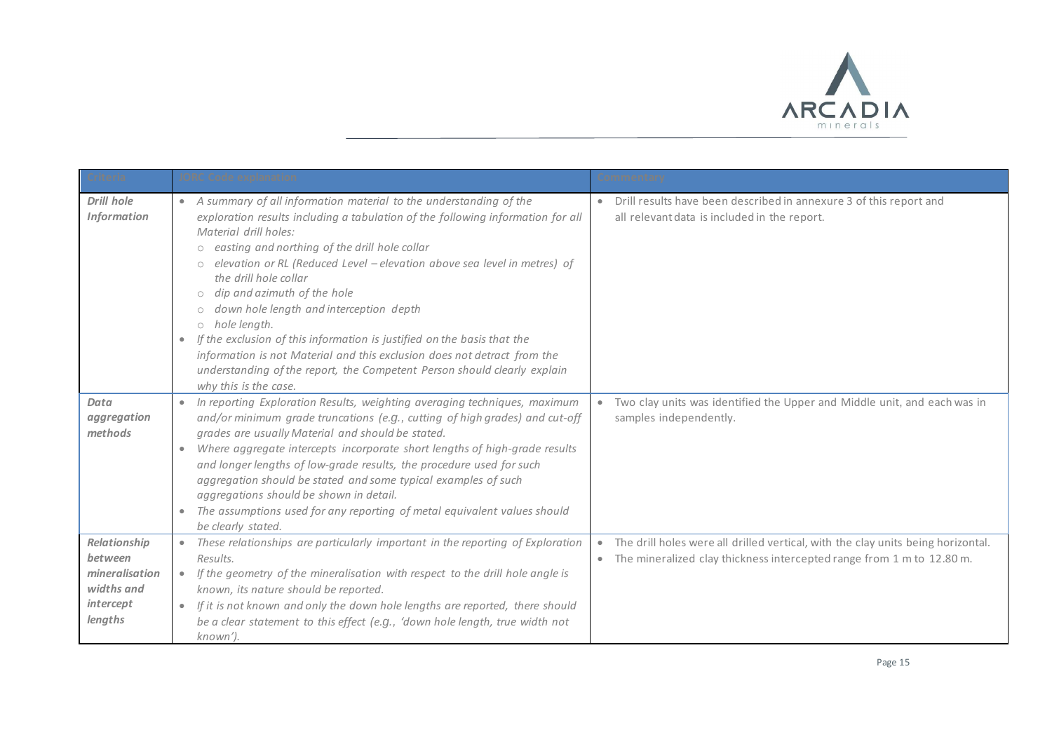| Criteria | JORC Code explanation | Commentary |
|---|---|---|
| ***Drill hole Information*** | • *A summary of all information material to the understanding of the exploration results including a tabulation of the following information for all Material drill holes:*<br>○ *easting and northing of the drill hole collar*<br>○ *elevation or RL (Reduced Level – elevation above sea level in metres) of the drill hole collar*<br>○ *dip and azimuth of the hole*<br>○ *down hole length and interception depth*<br>○ *hole length.*<br>• *If the exclusion of this information is justified on the basis that the information is not Material and this exclusion does not detract from the understanding of the report, the Competent Person should clearly explain why this is the case.* | • Drill results have been described in annexure 3 of this report and all relevant data is included in the report. |
| ***Data aggregation methods*** | • *In reporting Exploration Results, weighting averaging techniques, maximum and/or minimum grade truncations (e.g., cutting of high grades) and cut-off grades are usually Material and should be stated.*<br>• *Where aggregate intercepts incorporate short lengths of high-grade results and longer lengths of low-grade results, the procedure used for such aggregation should be stated and some typical examples of such aggregations should be shown in detail.*<br>• *The assumptions used for any reporting of metal equivalent values should be clearly stated.* | • Two clay units was identified the Upper and Middle unit, and each was in samples independently. |
| ***Relationship between mineralisation widths and intercept lengths*** | • *These relationships are particularly important in the reporting of Exploration Results.*<br>• *If the geometry of the mineralisation with respect to the drill hole angle is known, its nature should be reported.*<br>• *If it is not known and only the down hole lengths are reported, there should be a clear statement to this effect (e.g., 'down hole length, true width not known').* | • The drill holes were all drilled vertical, with the clay units being horizontal.<br>• The mineralized clay thickness intercepted range from 1 m to 12.80 m. |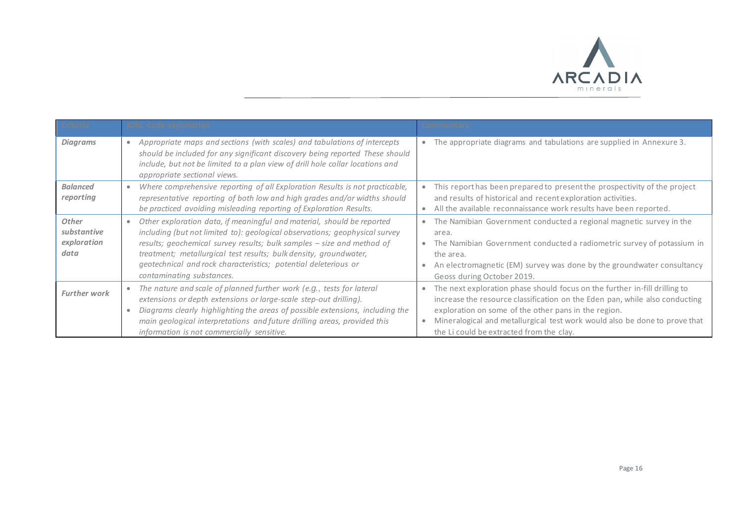| Criteria | JORC Code explanation | Commentary |
|---|---|---|
| ***Diagrams*** | • *Appropriate maps and sections (with scales) and tabulations of intercepts should be included for any significant discovery being reported These should include, but not be limited to a plan view of drill hole collar locations and appropriate sectional views.* | • The appropriate diagrams and tabulations are supplied in Annexure 3. |
| ***Balanced reporting*** | • *Where comprehensive reporting of all Exploration Results is not practicable, representative reporting of both low and high grades and/or widths should be practiced avoiding misleading reporting of Exploration Results.* | • This report has been prepared to present the prospectivity of the project and results of historical and recent exploration activities.<br>• All the available reconnaissance work results have been reported. |
| ***Other substantive exploration data*** | • *Other exploration data, if meaningful and material, should be reported including (but not limited to): geological observations; geophysical survey results; geochemical survey results; bulk samples – size and method of treatment; metallurgical test results; bulk density, groundwater, geotechnical and rock characteristics; potential deleterious or contaminating substances.* | • The Namibian Government conducted a regional magnetic survey in the area.<br>• The Namibian Government conducted a radiometric survey of potassium in the area.<br>• An electromagnetic (EM) survey was done by the groundwater consultancy Geoss during October 2019. |
| ***Further work*** | • *The nature and scale of planned further work (e.g., tests for lateral extensions or depth extensions or large-scale step-out drilling).*<br>• *Diagrams clearly highlighting the areas of possible extensions, including the main geological interpretations and future drilling areas, provided this information is not commercially sensitive.* | • The next exploration phase should focus on the further in-fill drilling to increase the resource classification on the Eden pan, while also conducting exploration on some of the other pans in the region.<br>• Mineralogical and metallurgical test work would also be done to prove that the Li could be extracted from the clay. |